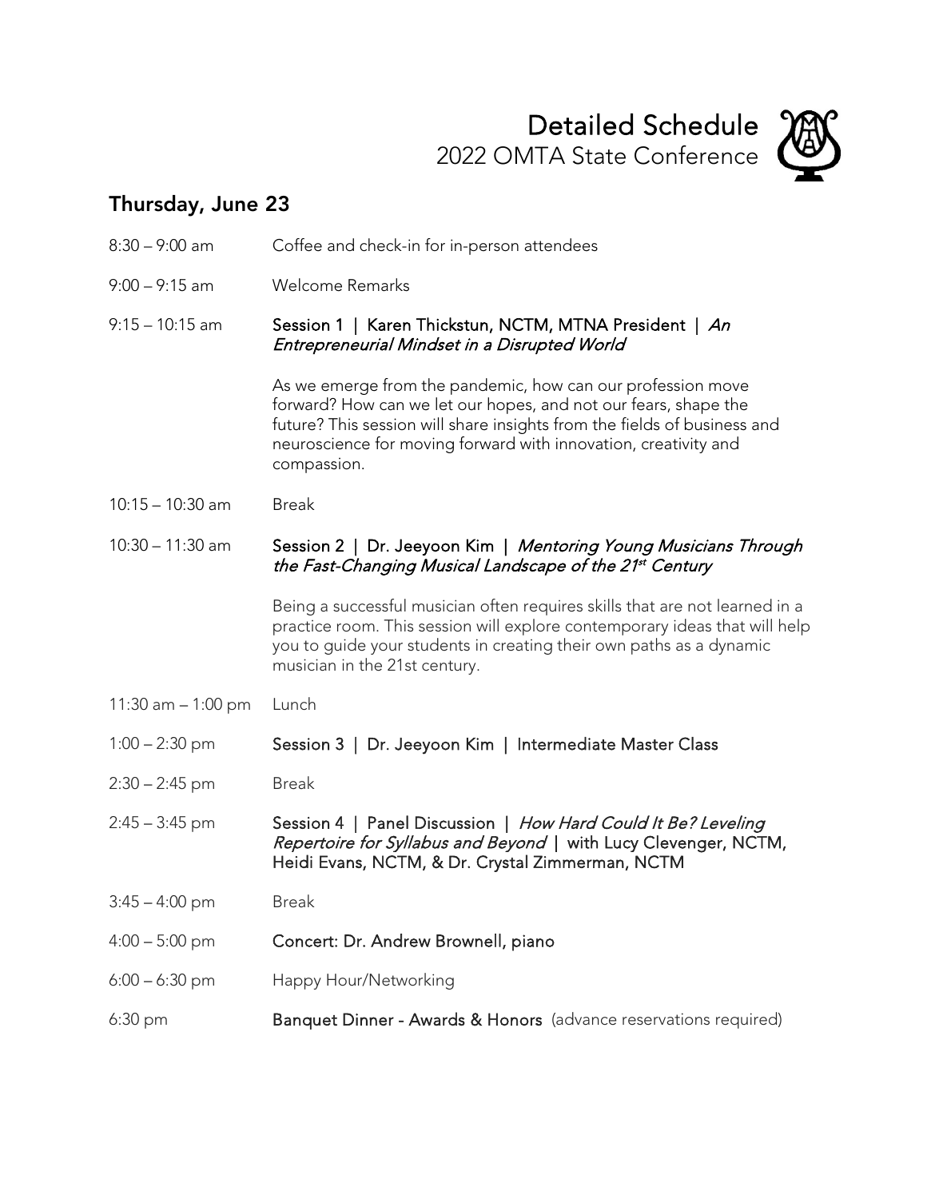# Detailed Schedule

2022 OMTA State Conference

## Thursday, June 23

8:30 – 9:00 am Coffee and check-in for in-person attendees

9:00 – 9:15 am Welcome Remarks

9:15 – 10:15 am **Session 1 | Karen Thickstun, NCTM, MTNA President | *An Entrepreneurial Mindset in a Disrupted World***

As we emerge from the pandemic, how can our profession move forward? How can we let our hopes, and not our fears, shape the future? This session will share insights from the fields of business and neuroscience for moving forward with innovation, creativity and compassion.

10:15 – 10:30 am Break

10:30 – 11:30 am **Session 2 | Dr. Jeeyoon Kim | *Mentoring Young Musicians Through the Fast-Changing Musical Landscape of the 21st Century***

Being a successful musician often requires skills that are not learned in a practice room. This session will explore contemporary ideas that will help you to guide your students in creating their own paths as a dynamic musician in the 21st century.

11:30 am – 1:00 pm Lunch

1:00 – 2:30 pm **Session 3 | Dr. Jeeyoon Kim | Intermediate Master Class**

2:30 – 2:45 pm Break

2:45 – 3:45 pm **Session 4 | Panel Discussion | *How Hard Could It Be? Leveling Repertoire for Syllabus and Beyond* | with Lucy Clevenger, NCTM, Heidi Evans, NCTM, & Dr. Crystal Zimmerman, NCTM**

3:45 – 4:00 pm Break

4:00 – 5:00 pm **Concert: Dr. Andrew Brownell, piano**

6:00 – 6:30 pm Happy Hour/Networking

6:30 pm **Banquet Dinner - Awards & Honors** (advance reservations required)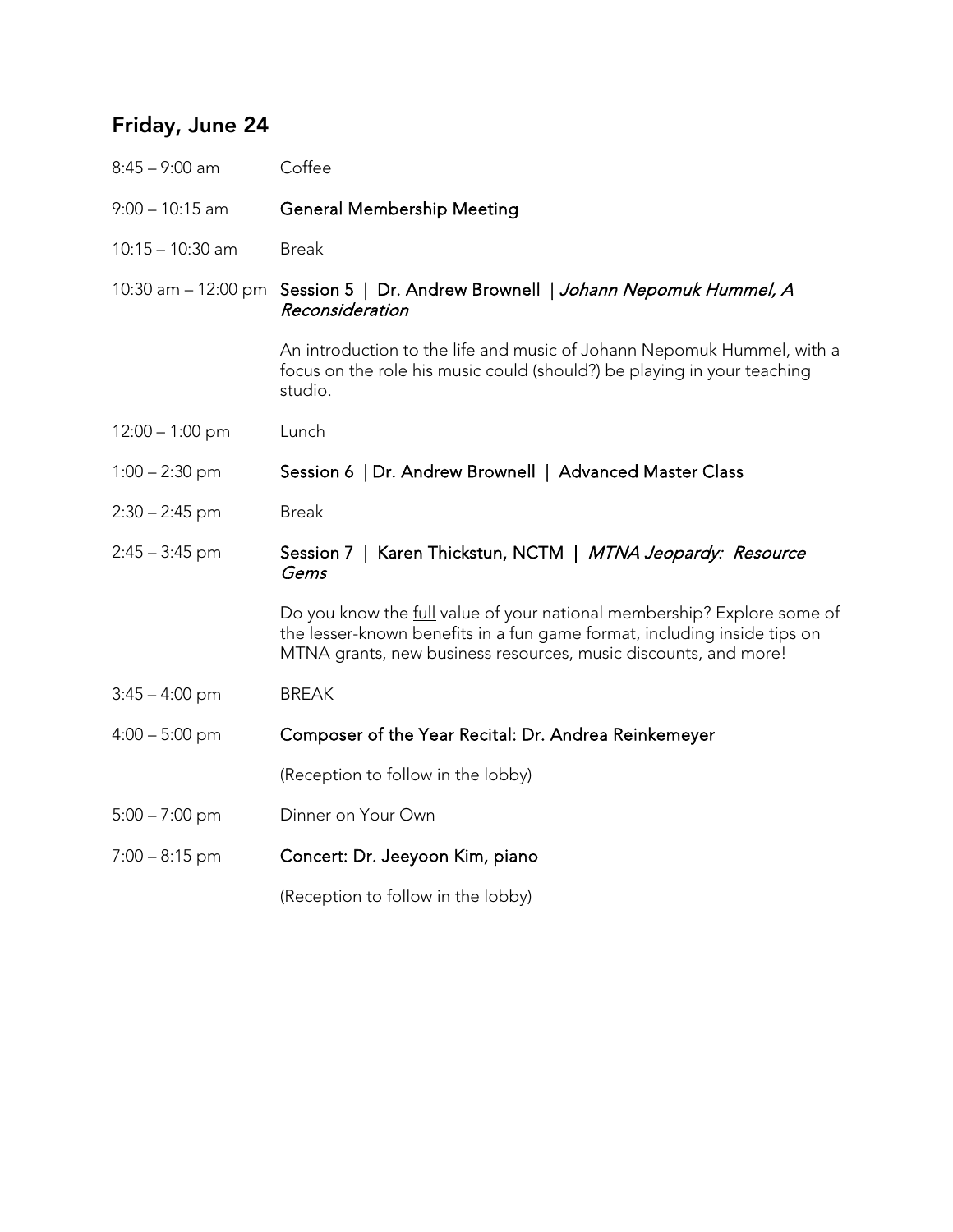## Friday, June 24

| | |
|---|---|
| 8:45 – 9:00 am | Coffee |
| 9:00 – 10:15 am | **General Membership Meeting** |
| 10:15 – 10:30 am | Break |
| 10:30 am – 12:00 pm | **Session 5 \| Dr. Andrew Brownell \|** ***Johann Nepomuk Hummel, A Reconsideration*** |
| | An introduction to the life and music of Johann Nepomuk Hummel, with a focus on the role his music could (should?) be playing in your teaching studio. |
| 12:00 – 1:00 pm | Lunch |
| 1:00 – 2:30 pm | **Session 6 \| Dr. Andrew Brownell \| Advanced Master Class** |
| 2:30 – 2:45 pm | Break |
| 2:45 – 3:45 pm | **Session 7 \| Karen Thickstun, NCTM \|** ***MTNA Jeopardy: Resource Gems*** |
| | Do you know the <u>full</u> value of your national membership? Explore some of the lesser-known benefits in a fun game format, including inside tips on MTNA grants, new business resources, music discounts, and more! |
| 3:45 – 4:00 pm | BREAK |
| 4:00 – 5:00 pm | **Composer of the Year Recital: Dr. Andrea Reinkemeyer** |
| | (Reception to follow in the lobby) |
| 5:00 – 7:00 pm | Dinner on Your Own |
| 7:00 – 8:15 pm | **Concert: Dr. Jeeyoon Kim, piano** |
| | (Reception to follow in the lobby) |